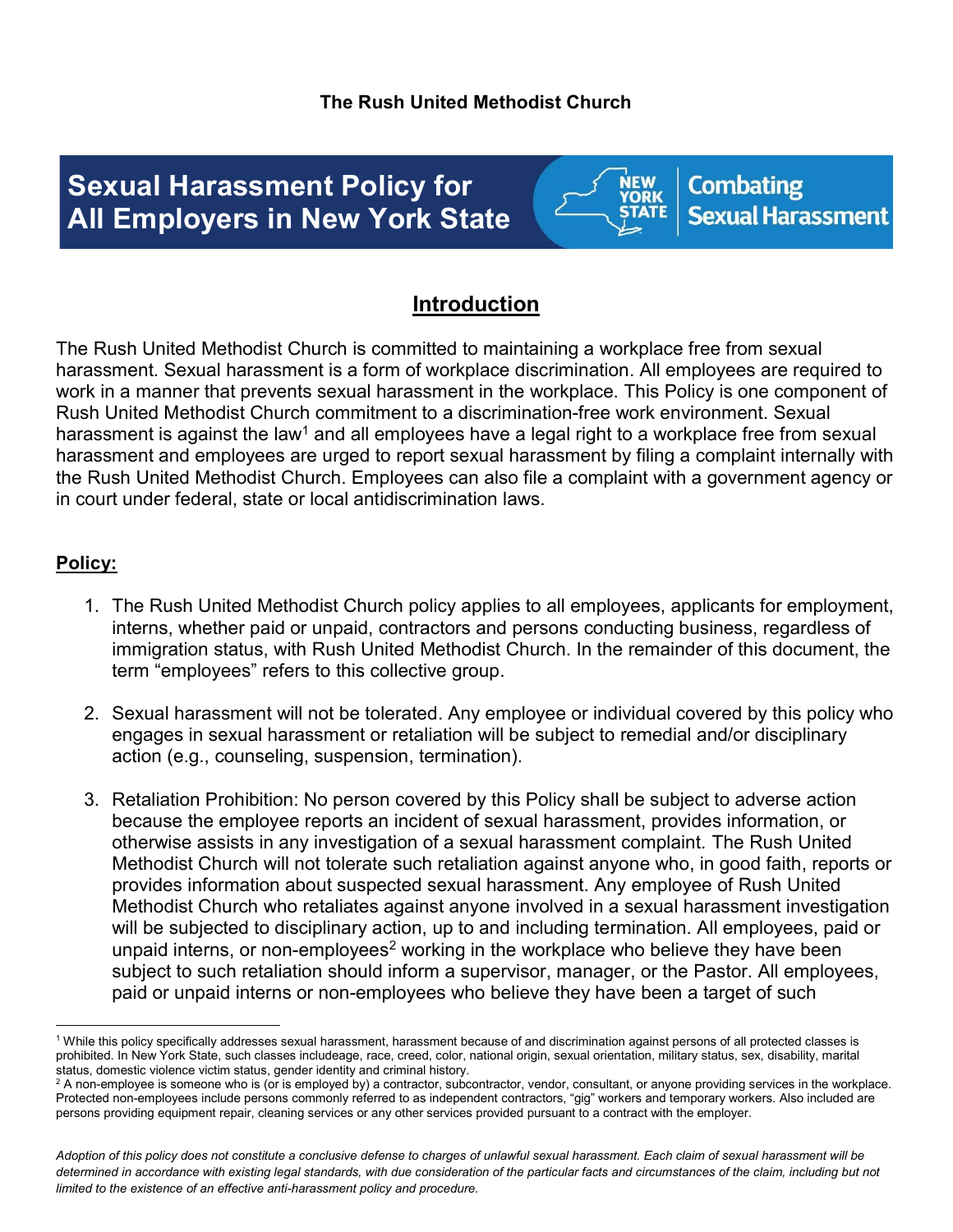**The Rush United Methodist Church**

# Sexual Harassment Policy for All Employers in New York State

NEW YORK STATE | Combating Sexual Harassment

## Introduction

The Rush United Methodist Church is committed to maintaining a workplace free from sexual harassment. Sexual harassment is a form of workplace discrimination. All employees are required to work in a manner that prevents sexual harassment in the workplace. This Policy is one component of Rush United Methodist Church commitment to a discrimination-free work environment. Sexual harassment is against the law[1] and all employees have a legal right to a workplace free from sexual harassment and employees are urged to report sexual harassment by filing a complaint internally with the Rush United Methodist Church. Employees can also file a complaint with a government agency or in court under federal, state or local antidiscrimination laws.

### Policy:

1. The Rush United Methodist Church policy applies to all employees, applicants for employment, interns, whether paid or unpaid, contractors and persons conducting business, regardless of immigration status, with Rush United Methodist Church. In the remainder of this document, the term "employees" refers to this collective group.

2. Sexual harassment will not be tolerated. Any employee or individual covered by this policy who engages in sexual harassment or retaliation will be subject to remedial and/or disciplinary action (e.g., counseling, suspension, termination).

3. Retaliation Prohibition: No person covered by this Policy shall be subject to adverse action because the employee reports an incident of sexual harassment, provides information, or otherwise assists in any investigation of a sexual harassment complaint. The Rush United Methodist Church will not tolerate such retaliation against anyone who, in good faith, reports or provides information about suspected sexual harassment. Any employee of Rush United Methodist Church who retaliates against anyone involved in a sexual harassment investigation will be subjected to disciplinary action, up to and including termination. All employees, paid or unpaid interns, or non-employees[2] working in the workplace who believe they have been subject to such retaliation should inform a supervisor, manager, or the Pastor. All employees, paid or unpaid interns or non-employees who believe they have been a target of such

---

[1] While this policy specifically addresses sexual harassment, harassment because of and discrimination against persons of all protected classes is prohibited. In New York State, such classes includeage, race, creed, color, national origin, sexual orientation, military status, sex, disability, marital status, domestic violence victim status, gender identity and criminal history.

[2] A non-employee is someone who is (or is employed by) a contractor, subcontractor, vendor, consultant, or anyone providing services in the workplace. Protected non-employees include persons commonly referred to as independent contractors, "gig" workers and temporary workers. Also included are persons providing equipment repair, cleaning services or any other services provided pursuant to a contract with the employer.

*Adoption of this policy does not constitute a conclusive defense to charges of unlawful sexual harassment. Each claim of sexual harassment will be determined in accordance with existing legal standards, with due consideration of the particular facts and circumstances of the claim, including but not limited to the existence of an effective anti-harassment policy and procedure.*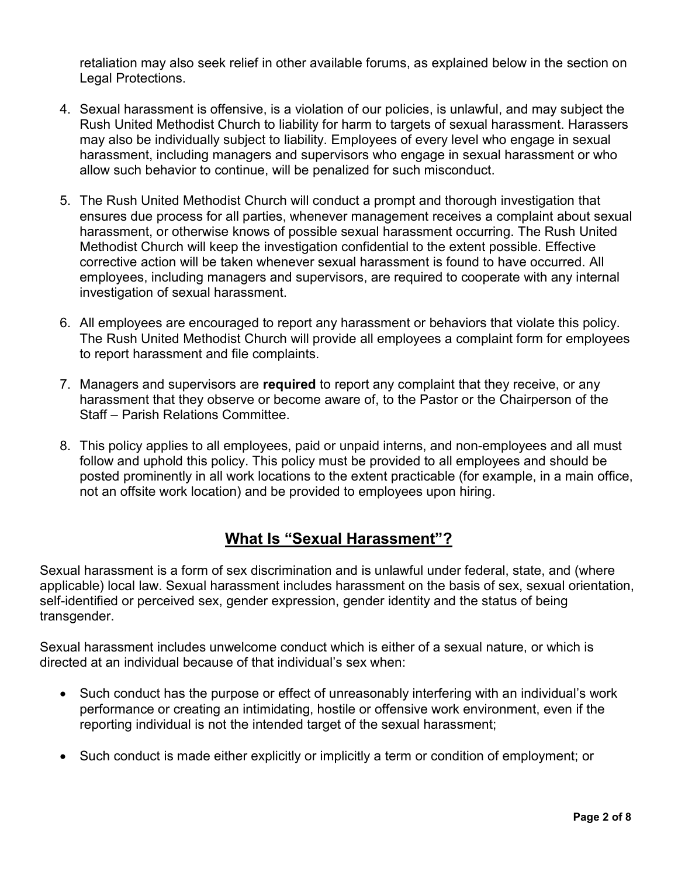retaliation may also seek relief in other available forums, as explained below in the section on Legal Protections.

4. Sexual harassment is offensive, is a violation of our policies, is unlawful, and may subject the Rush United Methodist Church to liability for harm to targets of sexual harassment. Harassers may also be individually subject to liability. Employees of every level who engage in sexual harassment, including managers and supervisors who engage in sexual harassment or who allow such behavior to continue, will be penalized for such misconduct.

5. The Rush United Methodist Church will conduct a prompt and thorough investigation that ensures due process for all parties, whenever management receives a complaint about sexual harassment, or otherwise knows of possible sexual harassment occurring. The Rush United Methodist Church will keep the investigation confidential to the extent possible. Effective corrective action will be taken whenever sexual harassment is found to have occurred. All employees, including managers and supervisors, are required to cooperate with any internal investigation of sexual harassment.

6. All employees are encouraged to report any harassment or behaviors that violate this policy. The Rush United Methodist Church will provide all employees a complaint form for employees to report harassment and file complaints.

7. Managers and supervisors are **required** to report any complaint that they receive, or any harassment that they observe or become aware of, to the Pastor or the Chairperson of the Staff – Parish Relations Committee.

8. This policy applies to all employees, paid or unpaid interns, and non-employees and all must follow and uphold this policy. This policy must be provided to all employees and should be posted prominently in all work locations to the extent practicable (for example, in a main office, not an offsite work location) and be provided to employees upon hiring.

## What Is "Sexual Harassment"?

Sexual harassment is a form of sex discrimination and is unlawful under federal, state, and (where applicable) local law. Sexual harassment includes harassment on the basis of sex, sexual orientation, self-identified or perceived sex, gender expression, gender identity and the status of being transgender.

Sexual harassment includes unwelcome conduct which is either of a sexual nature, or which is directed at an individual because of that individual's sex when:

- Such conduct has the purpose or effect of unreasonably interfering with an individual's work performance or creating an intimidating, hostile or offensive work environment, even if the reporting individual is not the intended target of the sexual harassment;

- Such conduct is made either explicitly or implicitly a term or condition of employment; or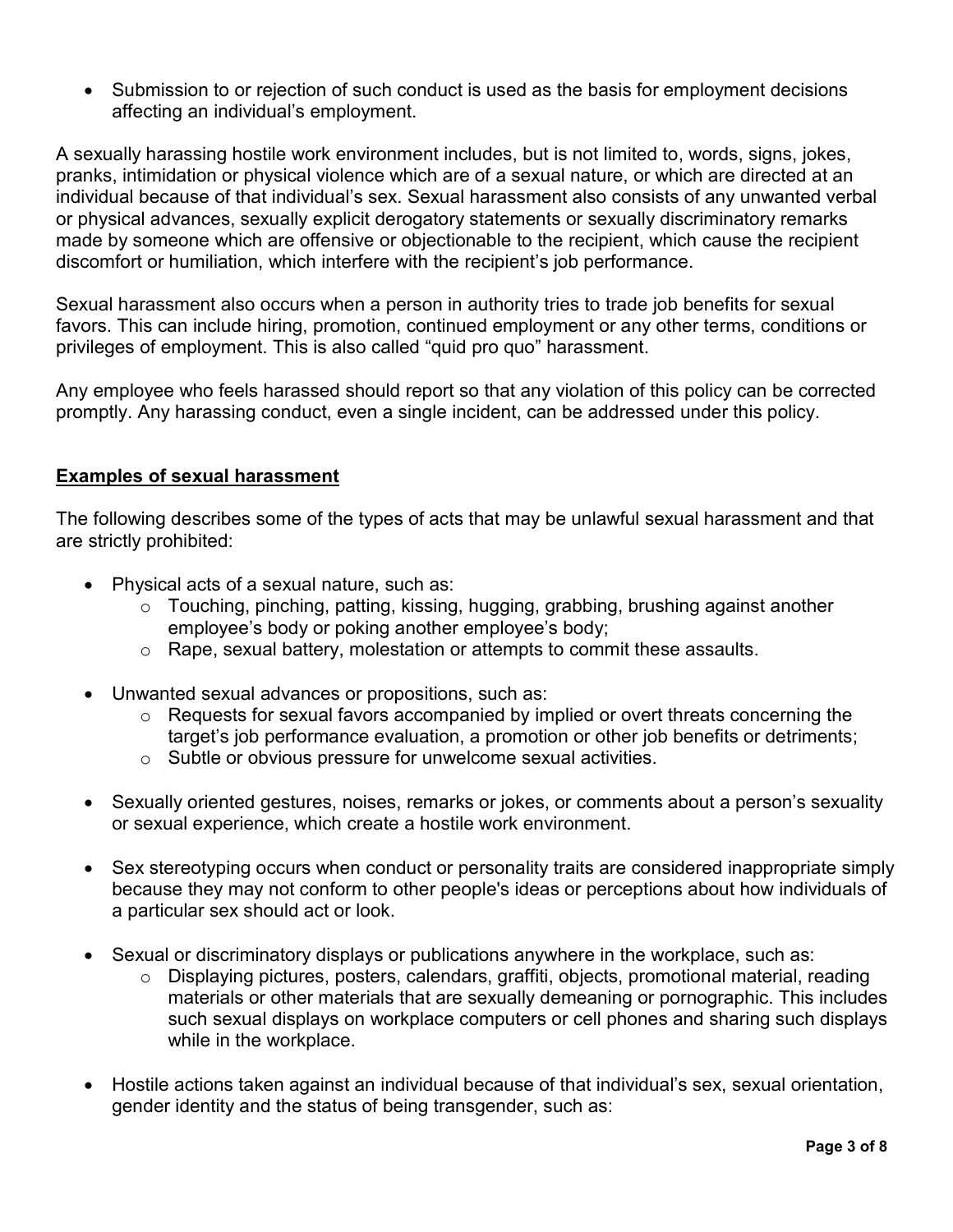- Submission to or rejection of such conduct is used as the basis for employment decisions affecting an individual's employment.

A sexually harassing hostile work environment includes, but is not limited to, words, signs, jokes, pranks, intimidation or physical violence which are of a sexual nature, or which are directed at an individual because of that individual's sex. Sexual harassment also consists of any unwanted verbal or physical advances, sexually explicit derogatory statements or sexually discriminatory remarks made by someone which are offensive or objectionable to the recipient, which cause the recipient discomfort or humiliation, which interfere with the recipient's job performance.

Sexual harassment also occurs when a person in authority tries to trade job benefits for sexual favors. This can include hiring, promotion, continued employment or any other terms, conditions or privileges of employment. This is also called "quid pro quo" harassment.

Any employee who feels harassed should report so that any violation of this policy can be corrected promptly. Any harassing conduct, even a single incident, can be addressed under this policy.

**<u>Examples of sexual harassment</u>**

The following describes some of the types of acts that may be unlawful sexual harassment and that are strictly prohibited:

- Physical acts of a sexual nature, such as:
  - Touching, pinching, patting, kissing, hugging, grabbing, brushing against another employee's body or poking another employee's body;
  - Rape, sexual battery, molestation or attempts to commit these assaults.

- Unwanted sexual advances or propositions, such as:
  - Requests for sexual favors accompanied by implied or overt threats concerning the target's job performance evaluation, a promotion or other job benefits or detriments;
  - Subtle or obvious pressure for unwelcome sexual activities.

- Sexually oriented gestures, noises, remarks or jokes, or comments about a person's sexuality or sexual experience, which create a hostile work environment.

- Sex stereotyping occurs when conduct or personality traits are considered inappropriate simply because they may not conform to other people's ideas or perceptions about how individuals of a particular sex should act or look.

- Sexual or discriminatory displays or publications anywhere in the workplace, such as:
  - Displaying pictures, posters, calendars, graffiti, objects, promotional material, reading materials or other materials that are sexually demeaning or pornographic. This includes such sexual displays on workplace computers or cell phones and sharing such displays while in the workplace.

- Hostile actions taken against an individual because of that individual's sex, sexual orientation, gender identity and the status of being transgender, such as: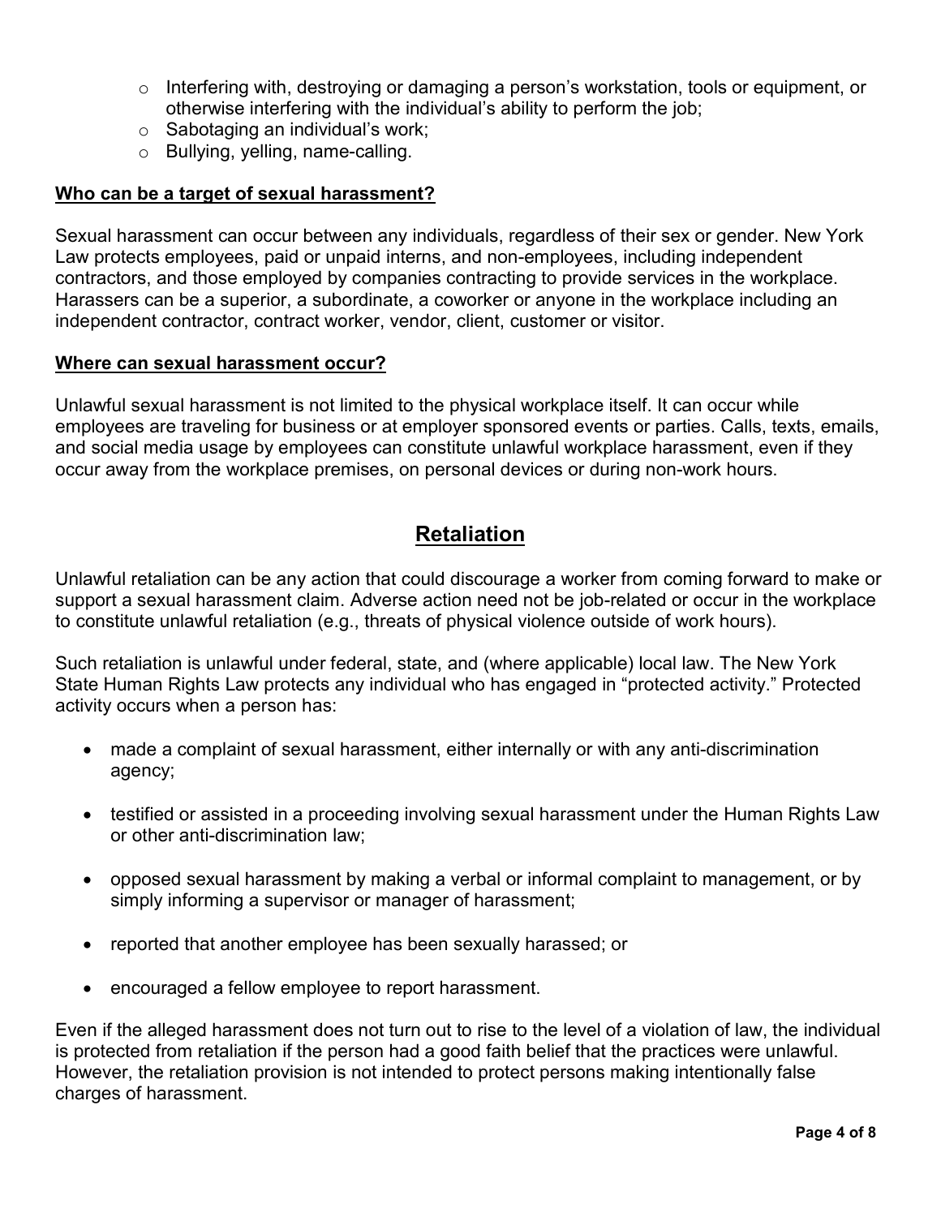- Interfering with, destroying or damaging a person's workstation, tools or equipment, or otherwise interfering with the individual's ability to perform the job;
- Sabotaging an individual's work;
- Bullying, yelling, name-calling.

**Who can be a target of sexual harassment?**

Sexual harassment can occur between any individuals, regardless of their sex or gender. New York Law protects employees, paid or unpaid interns, and non-employees, including independent contractors, and those employed by companies contracting to provide services in the workplace. Harassers can be a superior, a subordinate, a coworker or anyone in the workplace including an independent contractor, contract worker, vendor, client, customer or visitor.

**Where can sexual harassment occur?**

Unlawful sexual harassment is not limited to the physical workplace itself. It can occur while employees are traveling for business or at employer sponsored events or parties. Calls, texts, emails, and social media usage by employees can constitute unlawful workplace harassment, even if they occur away from the workplace premises, on personal devices or during non-work hours.

## Retaliation

Unlawful retaliation can be any action that could discourage a worker from coming forward to make or support a sexual harassment claim. Adverse action need not be job-related or occur in the workplace to constitute unlawful retaliation (e.g., threats of physical violence outside of work hours).

Such retaliation is unlawful under federal, state, and (where applicable) local law. The New York State Human Rights Law protects any individual who has engaged in "protected activity." Protected activity occurs when a person has:

- made a complaint of sexual harassment, either internally or with any anti-discrimination agency;
- testified or assisted in a proceeding involving sexual harassment under the Human Rights Law or other anti-discrimination law;
- opposed sexual harassment by making a verbal or informal complaint to management, or by simply informing a supervisor or manager of harassment;
- reported that another employee has been sexually harassed; or
- encouraged a fellow employee to report harassment.

Even if the alleged harassment does not turn out to rise to the level of a violation of law, the individual is protected from retaliation if the person had a good faith belief that the practices were unlawful. However, the retaliation provision is not intended to protect persons making intentionally false charges of harassment.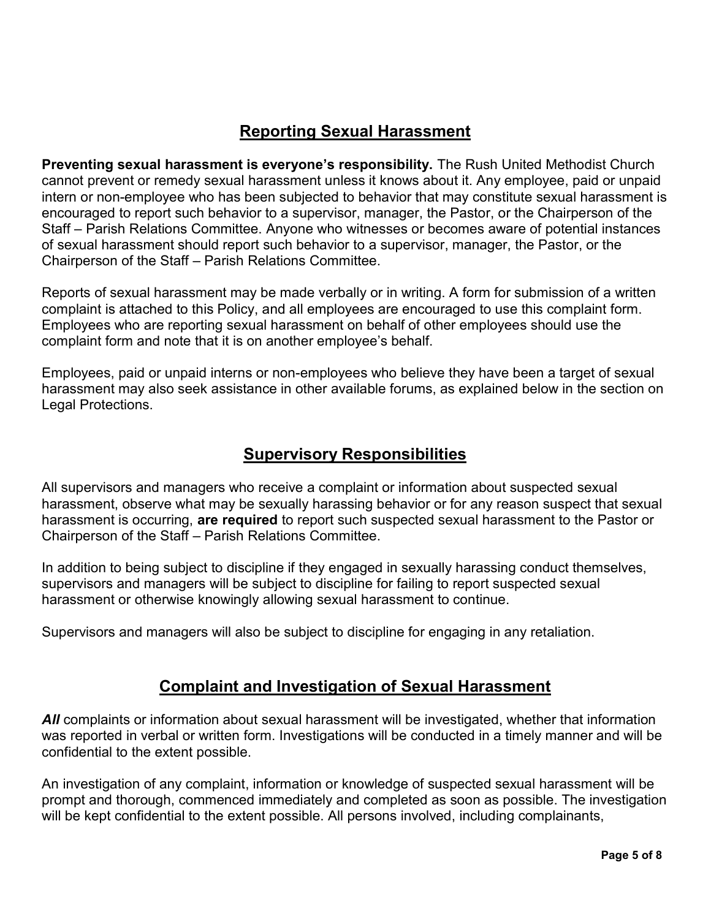## Reporting Sexual Harassment

**Preventing sexual harassment is everyone's responsibility.** The Rush United Methodist Church cannot prevent or remedy sexual harassment unless it knows about it. Any employee, paid or unpaid intern or non-employee who has been subjected to behavior that may constitute sexual harassment is encouraged to report such behavior to a supervisor, manager, the Pastor, or the Chairperson of the Staff – Parish Relations Committee. Anyone who witnesses or becomes aware of potential instances of sexual harassment should report such behavior to a supervisor, manager, the Pastor, or the Chairperson of the Staff – Parish Relations Committee.

Reports of sexual harassment may be made verbally or in writing. A form for submission of a written complaint is attached to this Policy, and all employees are encouraged to use this complaint form. Employees who are reporting sexual harassment on behalf of other employees should use the complaint form and note that it is on another employee's behalf.

Employees, paid or unpaid interns or non-employees who believe they have been a target of sexual harassment may also seek assistance in other available forums, as explained below in the section on Legal Protections.

## Supervisory Responsibilities

All supervisors and managers who receive a complaint or information about suspected sexual harassment, observe what may be sexually harassing behavior or for any reason suspect that sexual harassment is occurring, **are required** to report such suspected sexual harassment to the Pastor or Chairperson of the Staff – Parish Relations Committee.

In addition to being subject to discipline if they engaged in sexually harassing conduct themselves, supervisors and managers will be subject to discipline for failing to report suspected sexual harassment or otherwise knowingly allowing sexual harassment to continue.

Supervisors and managers will also be subject to discipline for engaging in any retaliation.

## Complaint and Investigation of Sexual Harassment

***All*** complaints or information about sexual harassment will be investigated, whether that information was reported in verbal or written form. Investigations will be conducted in a timely manner and will be confidential to the extent possible.

An investigation of any complaint, information or knowledge of suspected sexual harassment will be prompt and thorough, commenced immediately and completed as soon as possible. The investigation will be kept confidential to the extent possible. All persons involved, including complainants,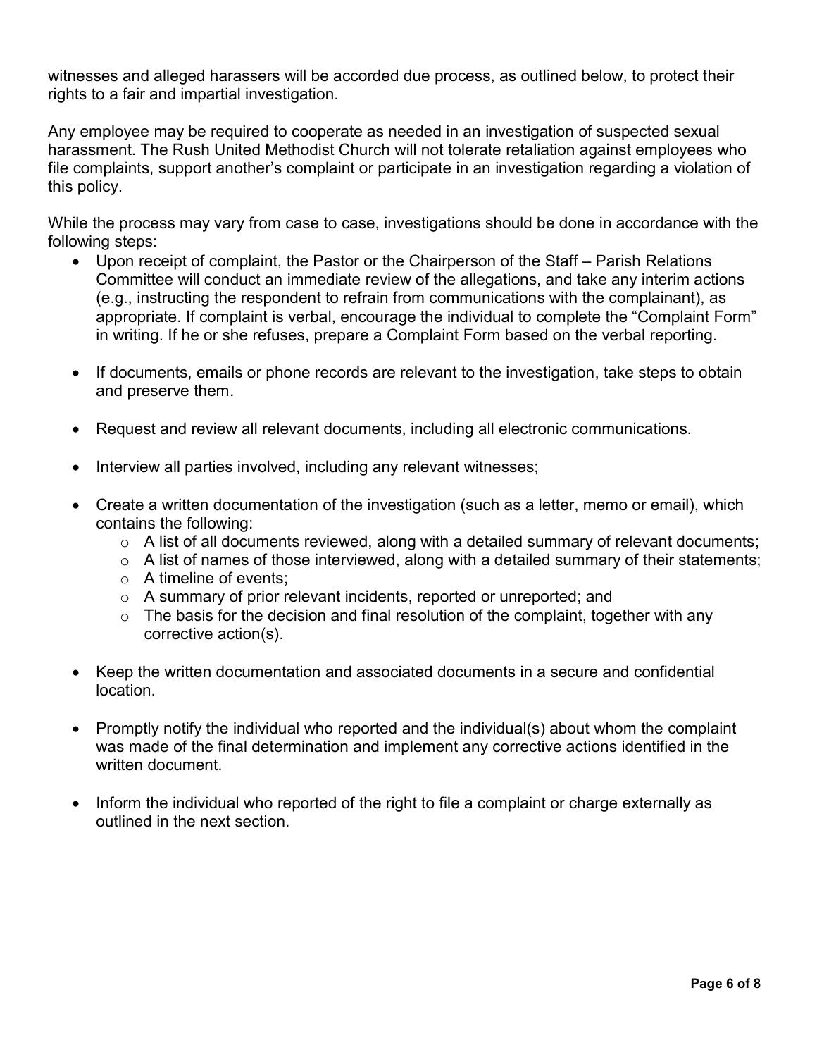witnesses and alleged harassers will be accorded due process, as outlined below, to protect their rights to a fair and impartial investigation.

Any employee may be required to cooperate as needed in an investigation of suspected sexual harassment. The Rush United Methodist Church will not tolerate retaliation against employees who file complaints, support another's complaint or participate in an investigation regarding a violation of this policy.

While the process may vary from case to case, investigations should be done in accordance with the following steps:

- Upon receipt of complaint, the Pastor or the Chairperson of the Staff – Parish Relations Committee will conduct an immediate review of the allegations, and take any interim actions (e.g., instructing the respondent to refrain from communications with the complainant), as appropriate. If complaint is verbal, encourage the individual to complete the "Complaint Form" in writing. If he or she refuses, prepare a Complaint Form based on the verbal reporting.

- If documents, emails or phone records are relevant to the investigation, take steps to obtain and preserve them.

- Request and review all relevant documents, including all electronic communications.

- Interview all parties involved, including any relevant witnesses;

- Create a written documentation of the investigation (such as a letter, memo or email), which contains the following:
  - A list of all documents reviewed, along with a detailed summary of relevant documents;
  - A list of names of those interviewed, along with a detailed summary of their statements;
  - A timeline of events;
  - A summary of prior relevant incidents, reported or unreported; and
  - The basis for the decision and final resolution of the complaint, together with any corrective action(s).

- Keep the written documentation and associated documents in a secure and confidential location.

- Promptly notify the individual who reported and the individual(s) about whom the complaint was made of the final determination and implement any corrective actions identified in the written document.

- Inform the individual who reported of the right to file a complaint or charge externally as outlined in the next section.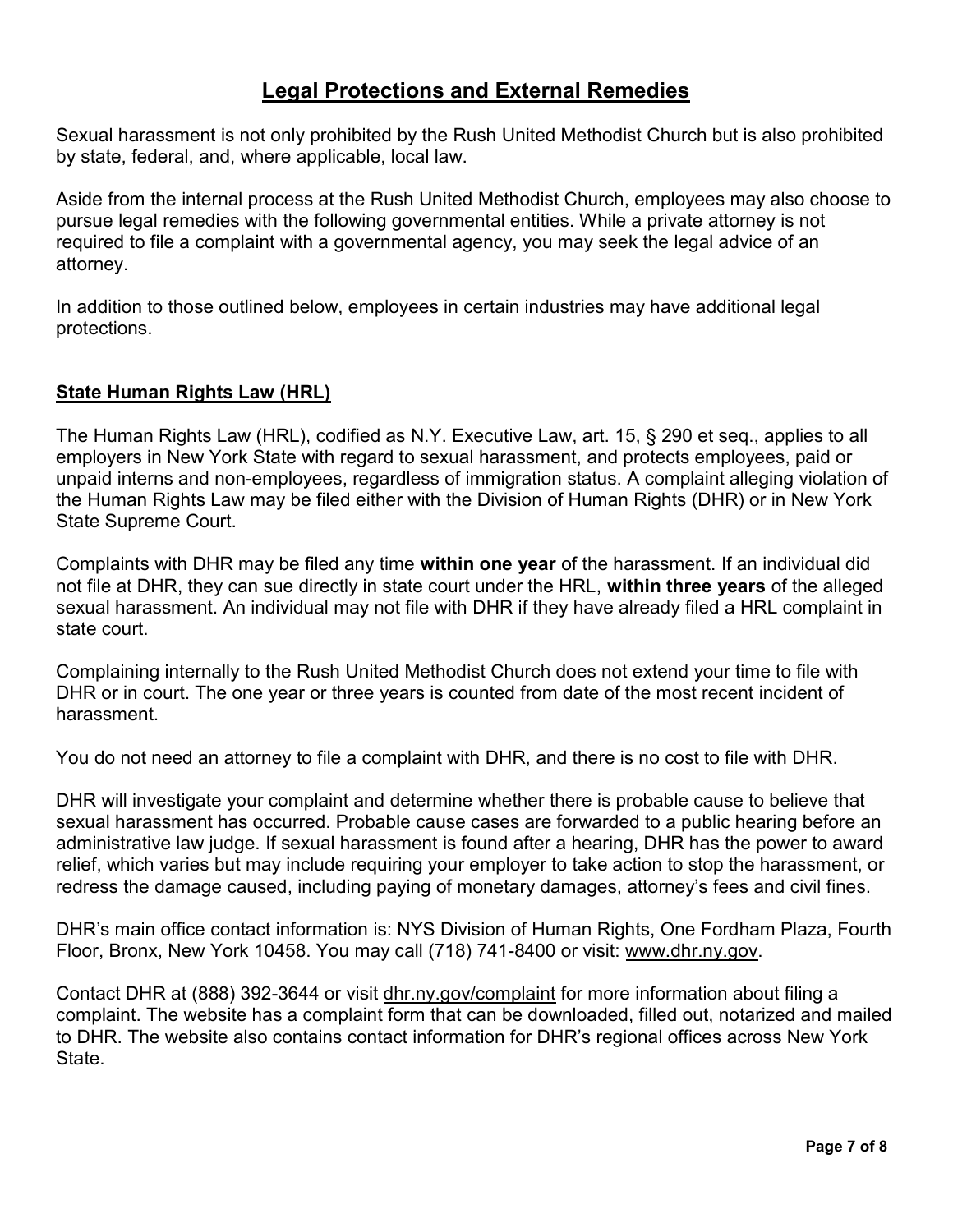# Legal Protections and External Remedies

Sexual harassment is not only prohibited by the Rush United Methodist Church but is also prohibited by state, federal, and, where applicable, local law.

Aside from the internal process at the Rush United Methodist Church, employees may also choose to pursue legal remedies with the following governmental entities. While a private attorney is not required to file a complaint with a governmental agency, you may seek the legal advice of an attorney.

In addition to those outlined below, employees in certain industries may have additional legal protections.

## State Human Rights Law (HRL)

The Human Rights Law (HRL), codified as N.Y. Executive Law, art. 15, § 290 et seq., applies to all employers in New York State with regard to sexual harassment, and protects employees, paid or unpaid interns and non-employees, regardless of immigration status. A complaint alleging violation of the Human Rights Law may be filed either with the Division of Human Rights (DHR) or in New York State Supreme Court.

Complaints with DHR may be filed any time **within one year** of the harassment. If an individual did not file at DHR, they can sue directly in state court under the HRL, **within three years** of the alleged sexual harassment. An individual may not file with DHR if they have already filed a HRL complaint in state court.

Complaining internally to the Rush United Methodist Church does not extend your time to file with DHR or in court. The one year or three years is counted from date of the most recent incident of harassment.

You do not need an attorney to file a complaint with DHR, and there is no cost to file with DHR.

DHR will investigate your complaint and determine whether there is probable cause to believe that sexual harassment has occurred. Probable cause cases are forwarded to a public hearing before an administrative law judge. If sexual harassment is found after a hearing, DHR has the power to award relief, which varies but may include requiring your employer to take action to stop the harassment, or redress the damage caused, including paying of monetary damages, attorney's fees and civil fines.

DHR's main office contact information is: NYS Division of Human Rights, One Fordham Plaza, Fourth Floor, Bronx, New York 10458. You may call (718) 741-8400 or visit: www.dhr.ny.gov.

Contact DHR at (888) 392-3644 or visit dhr.ny.gov/complaint for more information about filing a complaint. The website has a complaint form that can be downloaded, filled out, notarized and mailed to DHR. The website also contains contact information for DHR's regional offices across New York State.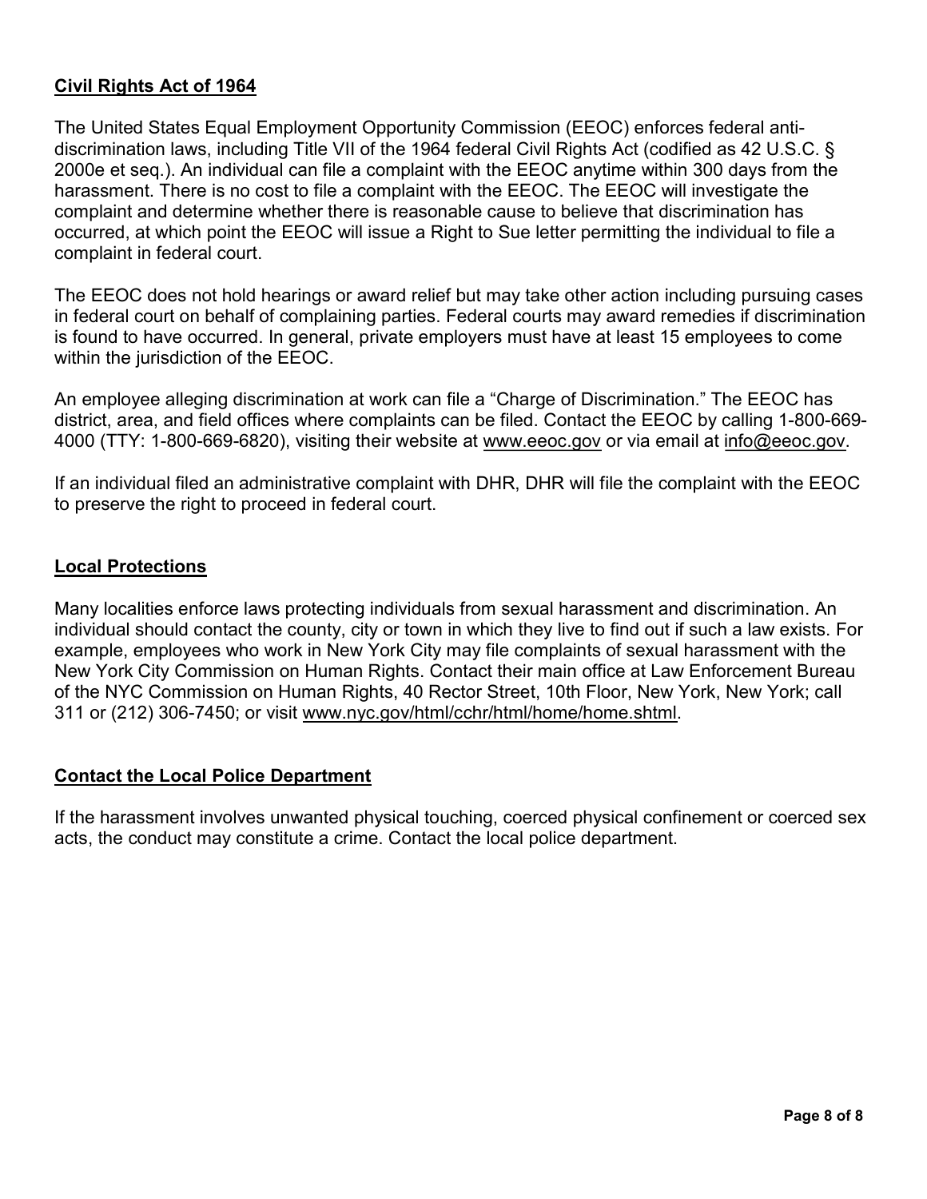## Civil Rights Act of 1964

The United States Equal Employment Opportunity Commission (EEOC) enforces federal anti-discrimination laws, including Title VII of the 1964 federal Civil Rights Act (codified as 42 U.S.C. § 2000e et seq.). An individual can file a complaint with the EEOC anytime within 300 days from the harassment. There is no cost to file a complaint with the EEOC. The EEOC will investigate the complaint and determine whether there is reasonable cause to believe that discrimination has occurred, at which point the EEOC will issue a Right to Sue letter permitting the individual to file a complaint in federal court.

The EEOC does not hold hearings or award relief but may take other action including pursuing cases in federal court on behalf of complaining parties. Federal courts may award remedies if discrimination is found to have occurred. In general, private employers must have at least 15 employees to come within the jurisdiction of the EEOC.

An employee alleging discrimination at work can file a "Charge of Discrimination." The EEOC has district, area, and field offices where complaints can be filed. Contact the EEOC by calling 1-800-669-4000 (TTY: 1-800-669-6820), visiting their website at www.eeoc.gov or via email at info@eeoc.gov.

If an individual filed an administrative complaint with DHR, DHR will file the complaint with the EEOC to preserve the right to proceed in federal court.

## Local Protections

Many localities enforce laws protecting individuals from sexual harassment and discrimination. An individual should contact the county, city or town in which they live to find out if such a law exists. For example, employees who work in New York City may file complaints of sexual harassment with the New York City Commission on Human Rights. Contact their main office at Law Enforcement Bureau of the NYC Commission on Human Rights, 40 Rector Street, 10th Floor, New York, New York; call 311 or (212) 306-7450; or visit www.nyc.gov/html/cchr/html/home/home.shtml.

## Contact the Local Police Department

If the harassment involves unwanted physical touching, coerced physical confinement or coerced sex acts, the conduct may constitute a crime. Contact the local police department.